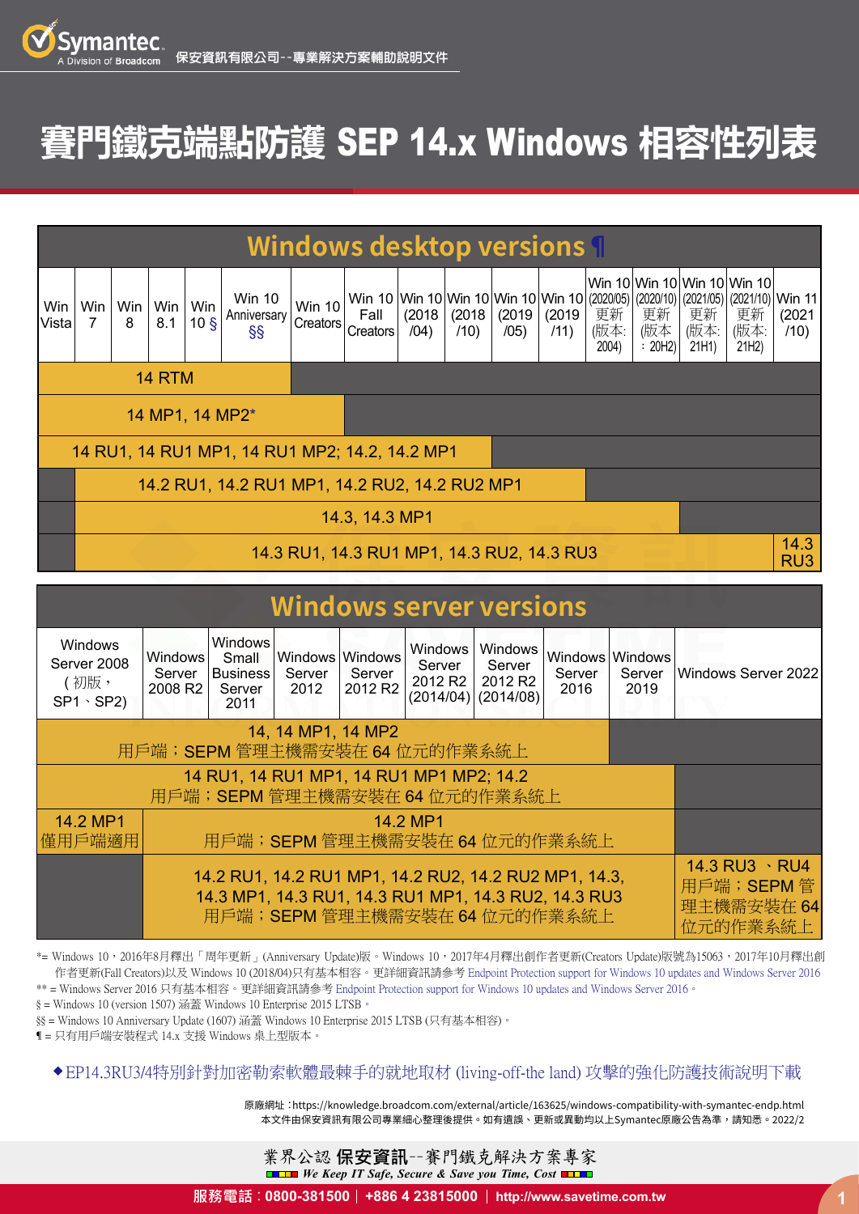# 賽門鐵克端點防護 SEP 14.x Windows 相容性列表

## Windows desktop versions ¶

| 版本 | Win Vista | Win 7 | Win 8 | Win 8.1 | Win 10 § | Win 10 Anniversary §§ | Win 10 Creators | Win 10 Fall Creators | Win 10 (2018/04) | Win 10 (2018/10) | Win 10 (2019/05) | Win 10 (2019/11) | Win 10 (2020/05) 更新(版本: 2004) | Win 10 (2020/10) 更新(版本：20H2) | Win 10 (2021/05) 更新(版本: 21H1) | Win 10 (2021/10) 更新(版本: 21H2) | Win 11 (2021/10) |
|---|---|---|---|---|---|---|---|---|---|---|---|---|---|---|---|---|---|
| 14 RTM | ✓ | ✓ | ✓ | ✓ | ✓ | ✓ | | | | | | | | | | | |
| 14 MP1, 14 MP2* | ✓ | ✓ | ✓ | ✓ | ✓ | ✓ | ✓ | | | | | | | | | | |
| 14 RU1, 14 RU1 MP1, 14 RU1 MP2; 14.2, 14.2 MP1 | ✓ | ✓ | ✓ | ✓ | ✓ | ✓ | ✓ | ✓ | ✓ | ✓ | | | | | | | |
| 14.2 RU1, 14.2 RU1 MP1, 14.2 RU2, 14.2 RU2 MP1 | | ✓ | ✓ | ✓ | ✓ | ✓ | ✓ | ✓ | ✓ | ✓ | ✓ | ✓ | | | | | |
| 14.3, 14.3 MP1 | | ✓ | ✓ | ✓ | ✓ | ✓ | ✓ | ✓ | ✓ | ✓ | ✓ | ✓ | ✓ | ✓ | | | |
| 14.3 RU1, 14.3 RU1 MP1, 14.3 RU2, 14.3 RU3 | | ✓ | ✓ | ✓ | ✓ | ✓ | ✓ | ✓ | ✓ | ✓ | ✓ | ✓ | ✓ | ✓ | ✓ | ✓ | 14.3 RU3 |

## Windows server versions

| 版本 | Windows Server 2008 (初版，SP1、SP2) | Windows Server 2008 R2 | Windows Small Business Server 2011 | Windows Server 2012 | Windows Server 2012 R2 | Windows Server 2012 R2 (2014/04) | Windows Server 2012 R2 (2014/08) | Windows Server 2016 | Windows Server 2019 | Windows Server 2022 |
|---|---|---|---|---|---|---|---|---|---|---|
| 14, 14 MP1, 14 MP2<br>用戶端；SEPM 管理主機需安裝在 64 位元的作業系統上 | ✓ | ✓ | ✓ | ✓ | ✓ | ✓ | ✓ | ✓ | | |
| 14 RU1, 14 RU1 MP1, 14 RU1 MP1 MP2; 14.2<br>用戶端；SEPM 管理主機需安裝在 64 位元的作業系統上 | ✓ | ✓ | ✓ | ✓ | ✓ | ✓ | ✓ | ✓ | ✓ | |
| 14.2 MP1<br>用戶端；SEPM 管理主機需安裝在 64 位元的作業系統上 | 14.2 MP1 僅用戶端適用 | ✓ | ✓ | ✓ | ✓ | ✓ | ✓ | ✓ | ✓ | |
| 14.2 RU1, 14.2 RU1 MP1, 14.2 RU2, 14.2 RU2 MP1, 14.3, 14.3 MP1, 14.3 RU1, 14.3 RU1 MP1, 14.3 RU2, 14.3 RU3<br>用戶端；SEPM 管理主機需安裝在 64 位元的作業系統上 | | ✓ | ✓ | ✓ | ✓ | ✓ | ✓ | ✓ | ✓ | 14.3 RU3 、RU4<br>用戶端；SEPM 管理主機需安裝在 64 位元的作業系統上 |

*= Windows 10，2016年8月釋出「周年更新」(Anniversary Update)版。Windows 10，2017年4月釋出創作者更新(Creators Update)版號為15063，2017年10月釋出創作者更新(Fall Creators)以及 Windows 10 (2018/04)只有基本相容。更詳細資訊請參考 Endpoint Protection support for Windows 10 updates and Windows Server 2016

** = Windows Server 2016 只有基本相容。更詳細資訊請參考 Endpoint Protection support for Windows 10 updates and Windows Server 2016。

§ = Windows 10 (version 1507) 涵蓋 Windows 10 Enterprise 2015 LTSB。

§§ = Windows 10 Anniversary Update (1607) 涵蓋 Windows 10 Enterprise 2015 LTSB (只有基本相容)。

¶ = 只有用戶端安裝程式 14.x 支援 Windows 桌上型版本。

◆EP14.3RU3/4特別針對加密勒索軟體最棘手的就地取材 (living-off-the land) 攻擊的強化防護技術說明下載

原廠網址：https://knowledge.broadcom.com/external/article/163625/windows-compatibility-with-symantec-endp.html

本文件由保安資訊有限公司專業細心整理後提供。如有遺誤、更新或異動均以上Symantec原廠公告為準，請知悉。2022/2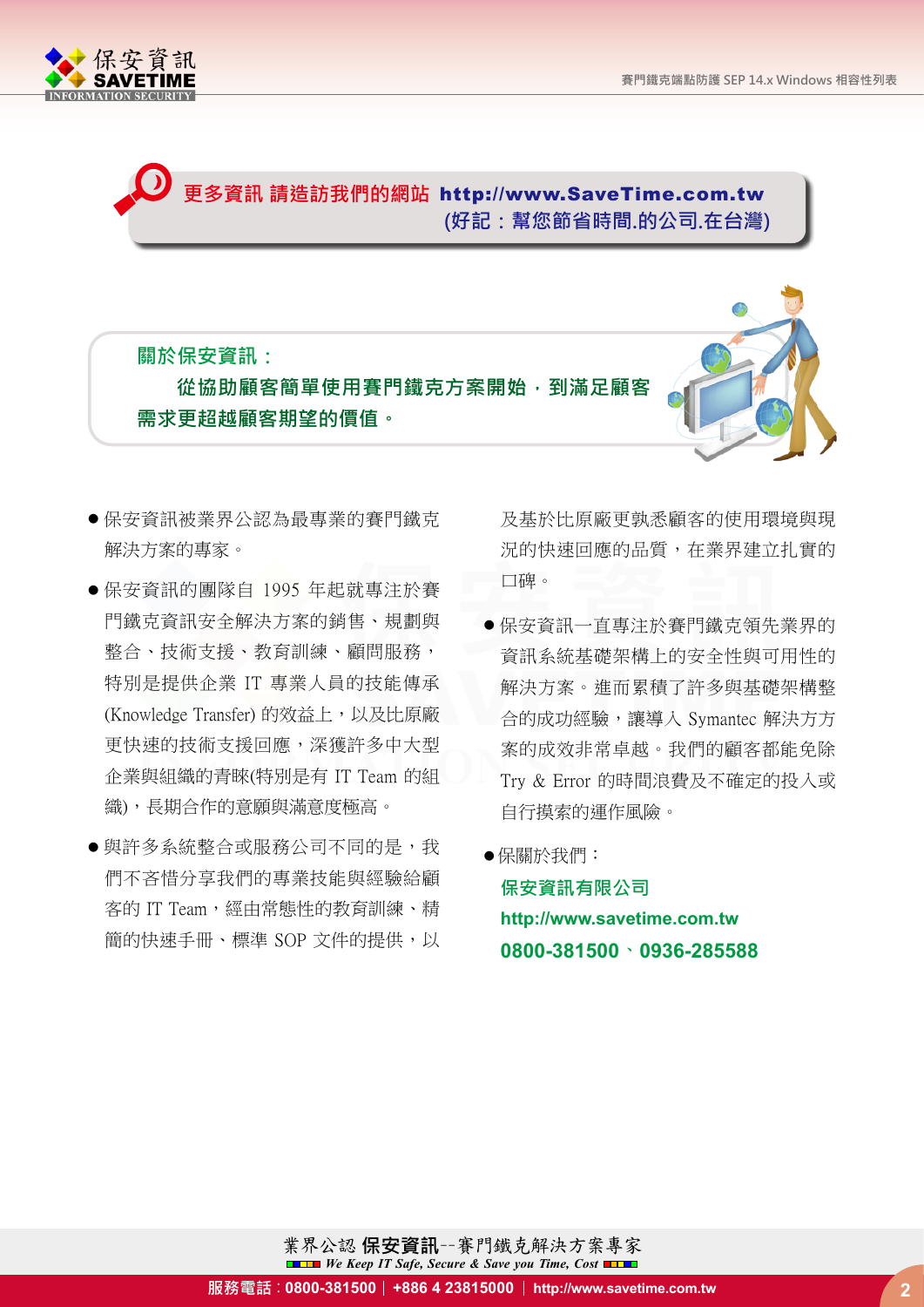更多資訊 請造訪我們的網站 **http://www.SaveTime.com.tw**
**(好記：幫您節省時間.的公司.在台灣)**

**關於保安資訊：**

**從協助顧客簡單使用賽門鐵克方案開始，到滿足顧客需求更超越顧客期望的價值。**

- 保安資訊被業界公認為最專業的賽門鐵克解決方案的專家。
- 保安資訊的團隊自 1995 年起就專注於賽門鐵克資訊安全解決方案的銷售、規劃與整合、技術支援、教育訓練、顧問服務，特別是提供企業 IT 專業人員的技能傳承 (Knowledge Transfer) 的效益上，以及比原廠更快速的技術支援回應，深獲許多中大型企業與組織的青睞(特別是有 IT Team 的組織)，長期合作的意願與滿意度極高。
- 與許多系統整合或服務公司不同的是，我們不吝惜分享我們的專業技能與經驗給顧客的 IT Team，經由常態性的教育訓練、精簡的快速手冊、標準 SOP 文件的提供，以及基於比原廠更孰悉顧客的使用環境與現況的快速回應的品質，在業界建立扎實的口碑。
- 保安資訊一直專注於賽門鐵克領先業界的資訊系統基礎架構上的安全性與可用性的解決方案。進而累積了許多與基礎架構整合的成功經驗，讓導入 Symantec 解決方方案的成效非常卓越。我們的顧客都能免除 Try & Error 的時間浪費及不確定的投入或自行摸索的運作風險。
- 保關於我們：

  **保安資訊有限公司**
  **http://www.savetime.com.tw**
  **0800-381500、0936-285588**

業界公認 **保安資訊**--賽門鐵克解決方案專家
*We Keep IT Safe, Secure & Save you Time, Cost*

**服務電話：0800-381500 | +886 4 23815000 | http://www.savetime.com.tw**